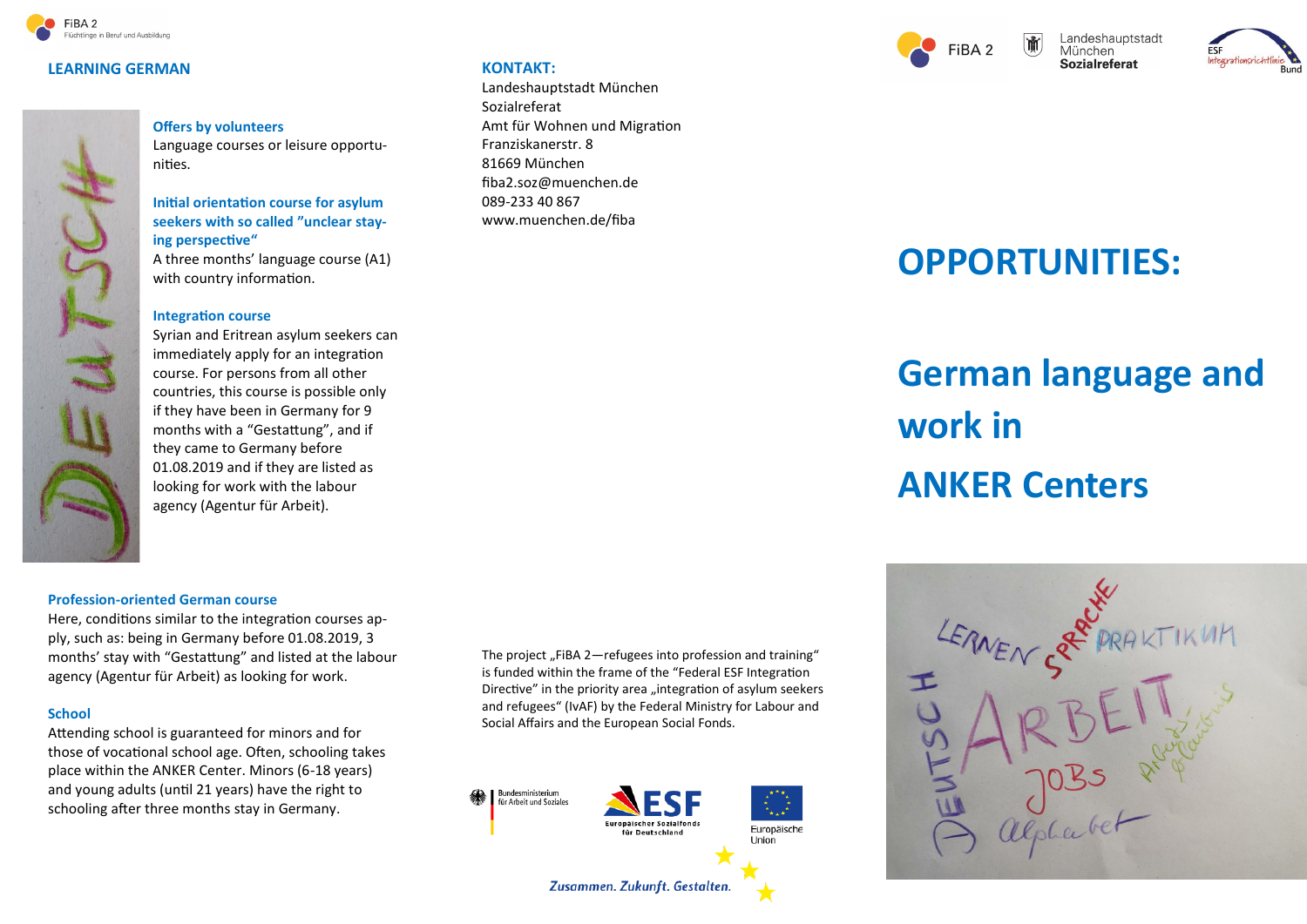FiBA 2
Flüchtlinge in Beruf und Ausbildung

## LEARNING GERMAN

### Offers by volunteers

Language courses or leisure opportunities.

### Initial orientation course for asylum seekers with so called "unclear staying perspective"

A three months' language course (A1) with country information.

### Integration course

Syrian and Eritrean asylum seekers can immediately apply for an integration course. For persons from all other countries, this course is possible only if they have been in Germany for 9 months with a "Gestattung", and if they came to Germany before 01.08.2019 and if they are listed as looking for work with the labour agency (Agentur für Arbeit).

### Profession-oriented German course

Here, conditions similar to the integration courses apply, such as: being in Germany before 01.08.2019, 3 months' stay with "Gestattung" and listed at the labour agency (Agentur für Arbeit) as looking for work.

### School

Attending school is guaranteed for minors and for those of vocational school age. Often, schooling takes place within the ANKER Center. Minors (6-18 years) and young adults (until 21 years) have the right to schooling after three months stay in Germany.

## KONTAKT:

Landeshauptstadt München
Sozialreferat
Amt für Wohnen und Migration
Franziskanerstr. 8
81669 München
fiba2.soz@muenchen.de
089-233 40 867
www.muenchen.de/fiba

The project „FiBA 2—refugees into profession and training" is funded within the frame of the "Federal ESF Integration Directive" in the priority area „integration of asylum seekers and refugees" (IvAF) by the Federal Ministry for Labour and Social Affairs and the European Social Fonds.

Bundesministerium für Arbeit und Soziales · ESF Europäischer Sozialfonds für Deutschland · Europäische Union

*Zusammen. Zukunft. Gestalten.*

FiBA 2 · Landeshauptstadt München Sozialreferat · ESF Integrationsrichtlinie Bund

# OPPORTUNITIES:

# German language and work in ANKER Centers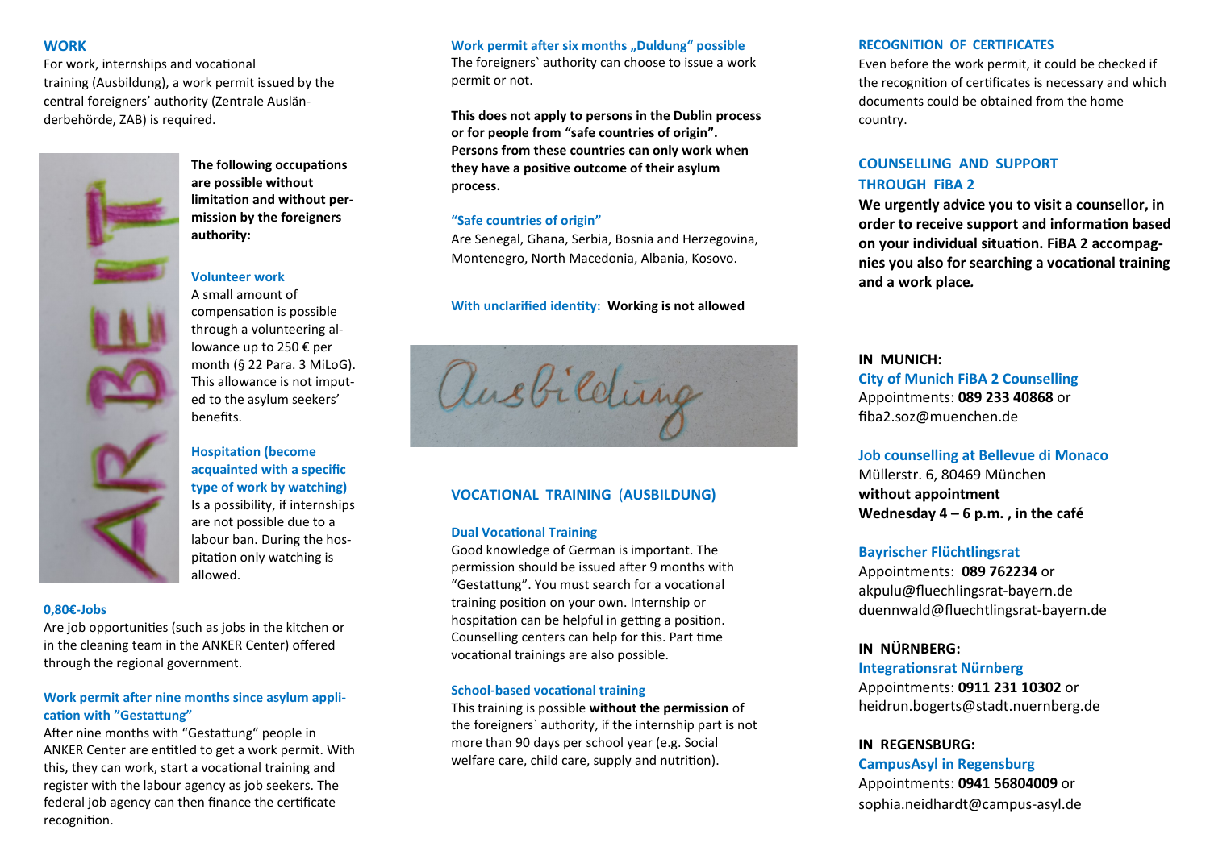## WORK

For work, internships and vocational training (Ausbildung), a work permit issued by the central foreigners' authority (Zentrale Ausländerbehörde, ZAB) is required.

**The following occupations are possible without limitation and without permission by the foreigners authority:**

### Volunteer work

A small amount of compensation is possible through a volunteering allowance up to 250 € per month (§ 22 Para. 3 MiLoG). This allowance is not imputed to the asylum seekers' benefits.

### Hospitation (become acquainted with a specific type of work by watching)

Is a possibility, if internships are not possible due to a labour ban. During the hospitation only watching is allowed.

### 0,80€-Jobs

Are job opportunities (such as jobs in the kitchen or in the cleaning team in the ANKER Center) offered through the regional government.

### Work permit after nine months since asylum application with "Gestattung"

After nine months with "Gestattung" people in ANKER Center are entitled to get a work permit. With this, they can work, start a vocational training and register with the labour agency as job seekers. The federal job agency can then finance the certificate recognition.

### Work permit after six months „Duldung" possible

The foreigners` authority can choose to issue a work permit or not.

**This does not apply to persons in the Dublin process or for people from "safe countries of origin". Persons from these countries can only work when they have a positive outcome of their asylum process.**

### "Safe countries of origin"

Are Senegal, Ghana, Serbia, Bosnia and Herzegovina, Montenegro, North Macedonia, Albania, Kosovo.

**With unclarified identity:** **Working is not allowed**

## VOCATIONAL TRAINING (AUSBILDUNG)

### Dual Vocational Training

Good knowledge of German is important. The permission should be issued after 9 months with "Gestattung". You must search for a vocational training position on your own. Internship or hospitation can be helpful in getting a position. Counselling centers can help for this. Part time vocational trainings are also possible.

### School-based vocational training

This training is possible **without the permission** of the foreigners` authority, if the internship part is not more than 90 days per school year (e.g. Social welfare care, child care, supply and nutrition).

## RECOGNITION OF CERTIFICATES

Even before the work permit, it could be checked if the recognition of certificates is necessary and which documents could be obtained from the home country.

## COUNSELLING AND SUPPORT THROUGH FiBA 2

**We urgently advice you to visit a counsellor, in order to receive support and information based on your individual situation. FiBA 2 accompagnies you also for searching a vocational training and a work place.**

**IN MUNICH:**

**City of Munich FiBA 2 Counselling**
Appointments: **089 233 40868** or
fiba2.soz@muenchen.de

**Job counselling at Bellevue di Monaco**
Müllerstr. 6, 80469 München
**without appointment**
**Wednesday 4 – 6 p.m. , in the café**

**Bayrischer Flüchtlingsrat**
Appointments: **089 762234** or
akpulu@fluechlingsrat-bayern.de
duennwald@fluechtlingsrat-bayern.de

**IN NÜRNBERG:**

**Integrationsrat Nürnberg**
Appointments: **0911 231 10302** or
heidrun.bogerts@stadt.nuernberg.de

**IN REGENSBURG:**

**CampusAsyl in Regensburg**
Appointments: **0941 56804009** or
sophia.neidhardt@campus-asyl.de